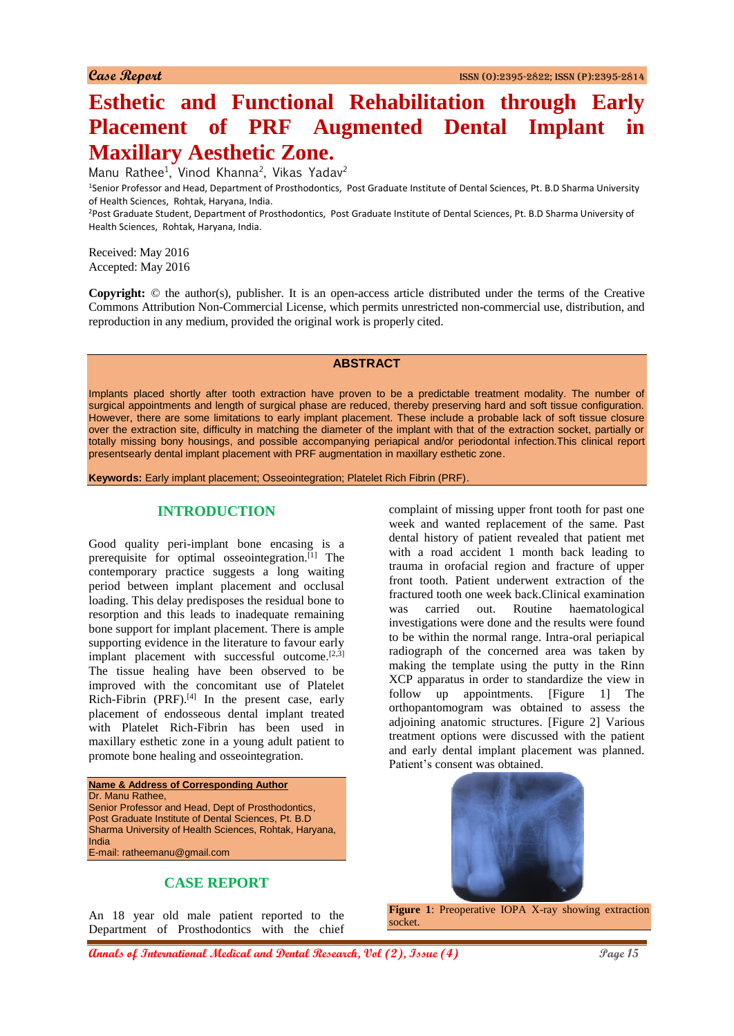Case Report

# Esthetic and Functional Rehabilitation through Early Placement of PRF Augmented Dental Implant in Maxillary Aesthetic Zone.

Manu Rathee[1], Vinod Khanna[2], Vikas Yadav[2]

[1]Senior Professor and Head, Department of Prosthodontics, Post Graduate Institute of Dental Sciences, Pt. B.D Sharma University of Health Sciences, Rohtak, Haryana, India.

[2]Post Graduate Student, Department of Prosthodontics, Post Graduate Institute of Dental Sciences, Pt. B.D Sharma University of Health Sciences, Rohtak, Haryana, India.

Received: May 2016
Accepted: May 2016

**Copyright:** © the author(s), publisher. It is an open-access article distributed under the terms of the Creative Commons Attribution Non-Commercial License, which permits unrestricted non-commercial use, distribution, and reproduction in any medium, provided the original work is properly cited.

## ABSTRACT

Implants placed shortly after tooth extraction have proven to be a predictable treatment modality. The number of surgical appointments and length of surgical phase are reduced, thereby preserving hard and soft tissue configuration. However, there are some limitations to early implant placement. These include a probable lack of soft tissue closure over the extraction site, difficulty in matching the diameter of the implant with that of the extraction socket, partially or totally missing bony housings, and possible accompanying periapical and/or periodontal infection.This clinical report presentsearly dental implant placement with PRF augmentation in maxillary esthetic zone.

**Keywords:** Early implant placement; Osseointegration; Platelet Rich Fibrin (PRF).

## INTRODUCTION

Good quality peri-implant bone encasing is a prerequisite for optimal osseointegration.[1] The contemporary practice suggests a long waiting period between implant placement and occlusal loading. This delay predisposes the residual bone to resorption and this leads to inadequate remaining bone support for implant placement. There is ample supporting evidence in the literature to favour early implant placement with successful outcome.[2,3] The tissue healing have been observed to be improved with the concomitant use of Platelet Rich-Fibrin (PRF).[4] In the present case, early placement of endosseous dental implant treated with Platelet Rich-Fibrin has been used in maxillary esthetic zone in a young adult patient to promote bone healing and osseointegration.

**Name & Address of Corresponding Author**
Dr. Manu Rathee,
Senior Professor and Head, Dept of Prosthodontics,
Post Graduate Institute of Dental Sciences, Pt. B.D Sharma University of Health Sciences, Rohtak, Haryana, India
E-mail: ratheemanu@gmail.com

## CASE REPORT

An 18 year old male patient reported to the Department of Prosthodontics with the chief complaint of missing upper front tooth for past one week and wanted replacement of the same. Past dental history of patient revealed that patient met with a road accident 1 month back leading to trauma in orofacial region and fracture of upper front tooth. Patient underwent extraction of the fractured tooth one week back.Clinical examination was carried out. Routine haematological investigations were done and the results were found to be within the normal range. Intra-oral periapical radiograph of the concerned area was taken by making the template using the putty in the Rinn XCP apparatus in order to standardize the view in follow up appointments. [Figure 1] The orthopantomogram was obtained to assess the adjoining anatomic structures. [Figure 2] Various treatment options were discussed with the patient and early dental implant placement was planned. Patient's consent was obtained.

**Figure 1**: Preoperative IOPA X-ray showing extraction socket.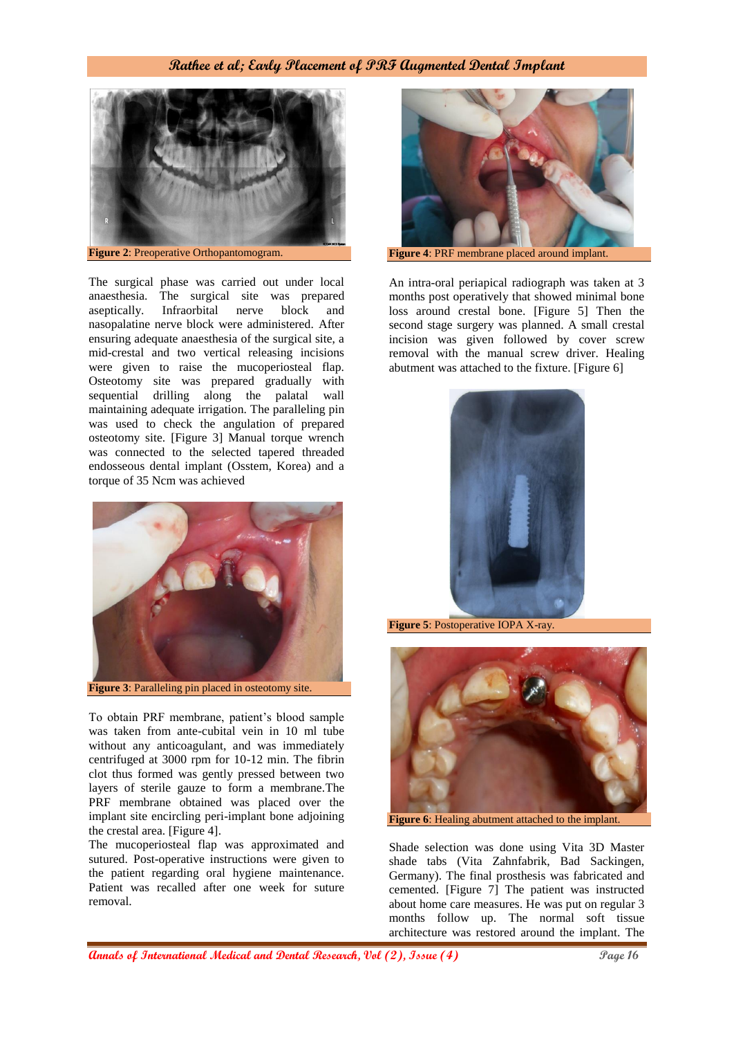Figure 2: Preoperative Orthopantomogram.

The surgical phase was carried out under local anaesthesia. The surgical site was prepared aseptically. Infraorbital nerve block and nasopalatine nerve block were administered. After ensuring adequate anaesthesia of the surgical site, a mid-crestal and two vertical releasing incisions were given to raise the mucoperiosteal flap. Osteotomy site was prepared gradually with sequential drilling along the palatal wall maintaining adequate irrigation. The paralleling pin was used to check the angulation of prepared osteotomy site. [Figure 3] Manual torque wrench was connected to the selected tapered threaded endosseous dental implant (Osstem, Korea) and a torque of 35 Ncm was achieved

Figure 3: Paralleling pin placed in osteotomy site.

To obtain PRF membrane, patient's blood sample was taken from ante-cubital vein in 10 ml tube without any anticoagulant, and was immediately centrifuged at 3000 rpm for 10-12 min. The fibrin clot thus formed was gently pressed between two layers of sterile gauze to form a membrane.The PRF membrane obtained was placed over the implant site encircling peri-implant bone adjoining the crestal area. [Figure 4].

The mucoperiosteal flap was approximated and sutured. Post-operative instructions were given to the patient regarding oral hygiene maintenance. Patient was recalled after one week for suture removal.

Figure 4: PRF membrane placed around implant.

An intra-oral periapical radiograph was taken at 3 months post operatively that showed minimal bone loss around crestal bone. [Figure 5] Then the second stage surgery was planned. A small crestal incision was given followed by cover screw removal with the manual screw driver. Healing abutment was attached to the fixture. [Figure 6]

Figure 5: Postoperative IOPA X-ray.

Figure 6: Healing abutment attached to the implant.

Shade selection was done using Vita 3D Master shade tabs (Vita Zahnfabrik, Bad Sackingen, Germany). The final prosthesis was fabricated and cemented. [Figure 7] The patient was instructed about home care measures. He was put on regular 3 months follow up. The normal soft tissue architecture was restored around the implant. The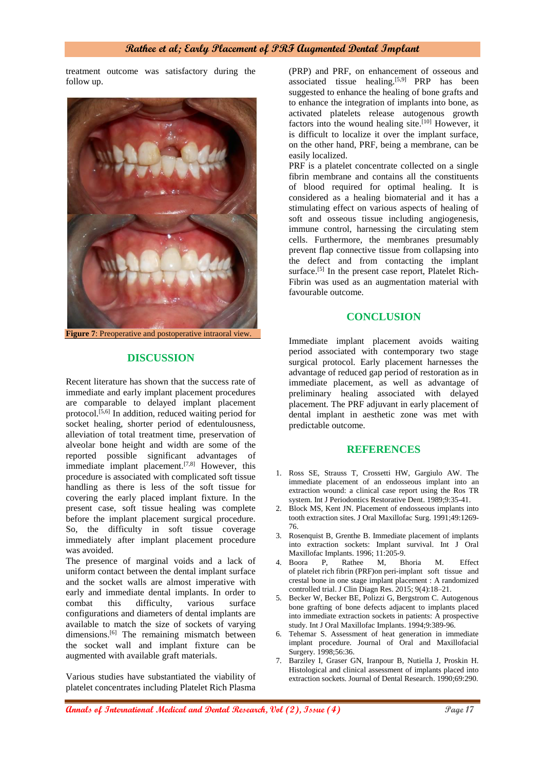treatment outcome was satisfactory during the follow up.

**Figure 7**: Preoperative and postoperative intraoral view.

## DISCUSSION

Recent literature has shown that the success rate of immediate and early implant placement procedures are comparable to delayed implant placement protocol.[5,6] In addition, reduced waiting period for socket healing, shorter period of edentulousness, alleviation of total treatment time, preservation of alveolar bone height and width are some of the reported possible significant advantages of immediate implant placement.[7,8] However, this procedure is associated with complicated soft tissue handling as there is less of the soft tissue for covering the early placed implant fixture. In the present case, soft tissue healing was complete before the implant placement surgical procedure. So, the difficulty in soft tissue coverage immediately after implant placement procedure was avoided.

The presence of marginal voids and a lack of uniform contact between the dental implant surface and the socket walls are almost imperative with early and immediate dental implants. In order to combat this difficulty, various surface configurations and diameters of dental implants are available to match the size of sockets of varying dimensions.[6] The remaining mismatch between the socket wall and implant fixture can be augmented with available graft materials.

Various studies have substantiated the viability of platelet concentrates including Platelet Rich Plasma (PRP) and PRF, on enhancement of osseous and associated tissue healing.[5,9] PRP has been suggested to enhance the healing of bone grafts and to enhance the integration of implants into bone, as activated platelets release autogenous growth factors into the wound healing site.[10] However, it is difficult to localize it over the implant surface, on the other hand, PRF, being a membrane, can be easily localized.

PRF is a platelet concentrate collected on a single fibrin membrane and contains all the constituents of blood required for optimal healing. It is considered as a healing biomaterial and it has a stimulating effect on various aspects of healing of soft and osseous tissue including angiogenesis, immune control, harnessing the circulating stem cells. Furthermore, the membranes presumably prevent flap connective tissue from collapsing into the defect and from contacting the implant surface.[5] In the present case report, Platelet Rich-Fibrin was used as an augmentation material with favourable outcome.

## CONCLUSION

Immediate implant placement avoids waiting period associated with contemporary two stage surgical protocol. Early placement harnesses the advantage of reduced gap period of restoration as in immediate placement, as well as advantage of preliminary healing associated with delayed placement. The PRF adjuvant in early placement of dental implant in aesthetic zone was met with predictable outcome.

## REFERENCES

1. Ross SE, Strauss T, Crossetti HW, Gargiulo AW. The immediate placement of an endosseous implant into an extraction wound: a clinical case report using the Ros TR system. Int J Periodontics Restorative Dent. 1989;9:35-41.
2. Block MS, Kent JN. Placement of endosseous implants into tooth extraction sites. J Oral Maxillofac Surg. 1991;49:1269-76.
3. Rosenquist B, Grenthe B. Immediate placement of implants into extraction sockets: Implant survival. Int J Oral Maxillofac Implants. 1996; 11:205-9.
4. Boora P, Rathee M, Bhoria M. Effect of platelet rich fibrin (PRF)on peri-implant soft tissue and crestal bone in one stage implant placement : A randomized controlled trial. J Clin Diagn Res. 2015; 9(4):18–21.
5. Becker W, Becker BE, Polizzi G, Bergstrom C. Autogenous bone grafting of bone defects adjacent to implants placed into immediate extraction sockets in patients: A prospective study. Int J Oral Maxillofac Implants. 1994;9:389-96.
6. Tehemar S. Assessment of heat generation in immediate implant procedure. Journal of Oral and Maxillofacial Surgery. 1998;56:36.
7. Barziley I, Graser GN, Iranpour B, Nutiella J, Proskin H. Histological and clinical assessment of implants placed into extraction sockets. Journal of Dental Research. 1990;69:290.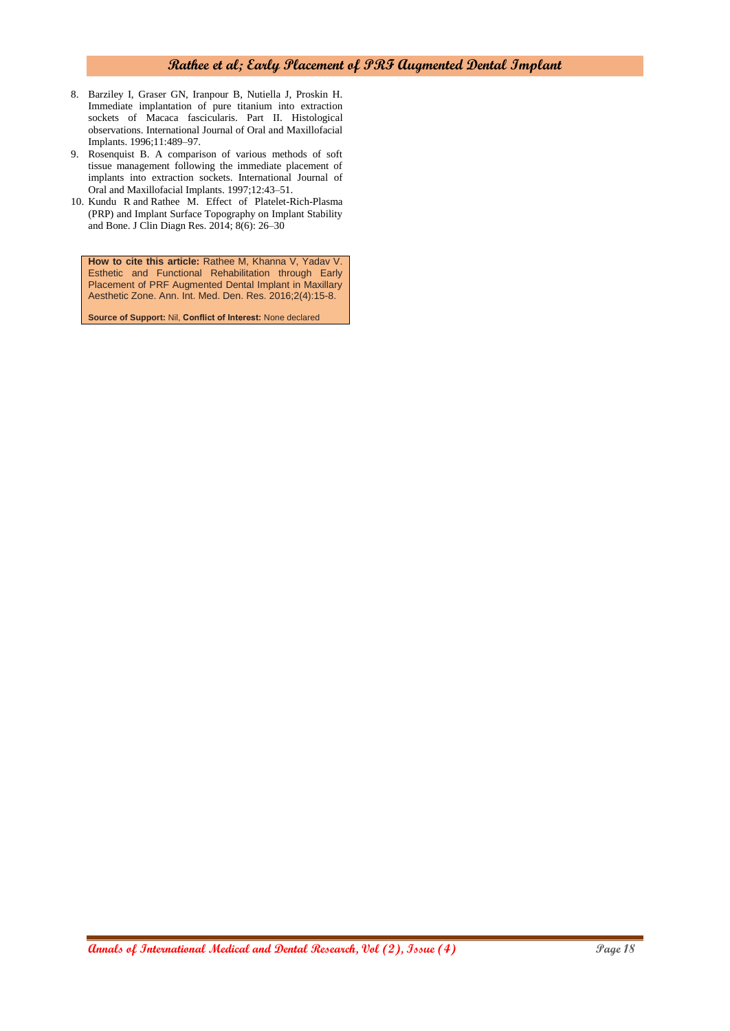8. Barziley I, Graser GN, Iranpour B, Nutiella J, Proskin H. Immediate implantation of pure titanium into extraction sockets of Macaca fascicularis. Part II. Histological observations. International Journal of Oral and Maxillofacial Implants. 1996;11:489–97.
9. Rosenquist B. A comparison of various methods of soft tissue management following the immediate placement of implants into extraction sockets. International Journal of Oral and Maxillofacial Implants. 1997;12:43–51.
10. Kundu R and Rathee M. Effect of Platelet-Rich-Plasma (PRP) and Implant Surface Topography on Implant Stability and Bone. J Clin Diagn Res. 2014; 8(6): 26–30

**How to cite this article:** Rathee M, Khanna V, Yadav V. Esthetic and Functional Rehabilitation through Early Placement of PRF Augmented Dental Implant in Maxillary Aesthetic Zone. Ann. Int. Med. Den. Res. 2016;2(4):15-8.

**Source of Support:** Nil, **Conflict of Interest:** None declared